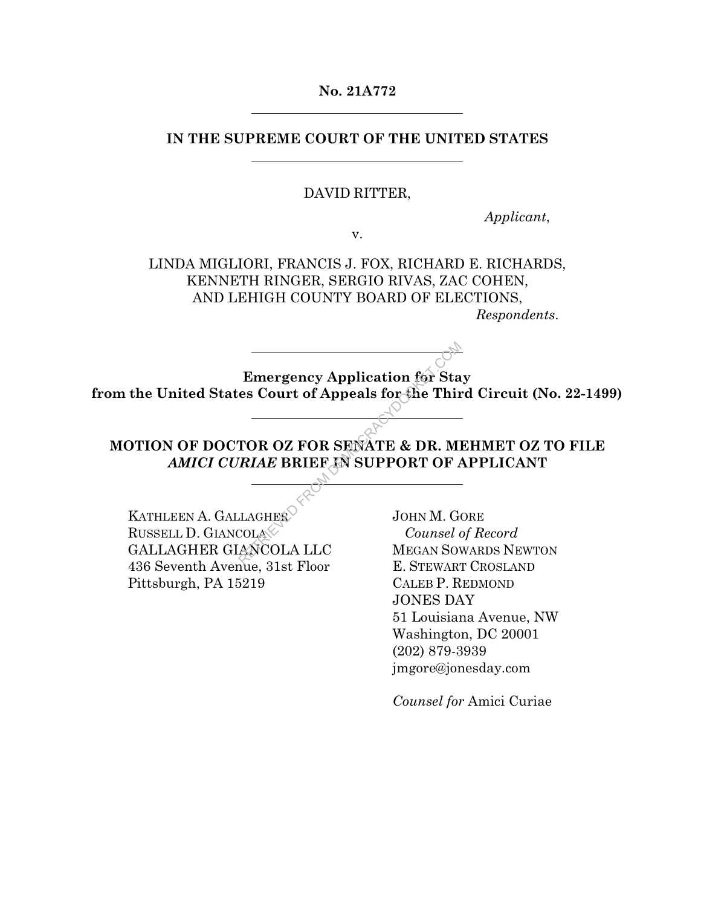**No. 21A772**

---

**IN THE SUPREME COURT OF THE UNITED STATES**

---

DAVID RITTER,

*Applicant*,

v.

LINDA MIGLIORI, FRANCIS J. FOX, RICHARD E. RICHARDS, KENNETH RINGER, SERGIO RIVAS, ZAC COHEN, AND LEHIGH COUNTY BOARD OF ELECTIONS,

*Respondents*.

---

**Emergency Application for Stay from the United States Court of Appeals for the Third Circuit (No. 22-1499)**

---

**MOTION OF DOCTOR OZ FOR SENATE & DR. MEHMET OZ TO FILE *AMICI CURIAE* BRIEF IN SUPPORT OF APPLICANT**

---

KATHLEEN A. GALLAGHER
RUSSELL D. GIANCOLA
GALLAGHER GIANCOLA LLC
436 Seventh Avenue, 31st Floor
Pittsburgh, PA 15219

JOHN M. GORE
*Counsel of Record*
MEGAN SOWARDS NEWTON
E. STEWART CROSLAND
CALEB P. REDMOND
JONES DAY
51 Louisiana Avenue, NW
Washington, DC 20001
(202) 879-3939
jmgore@jonesday.com

*Counsel for* Amici Curiae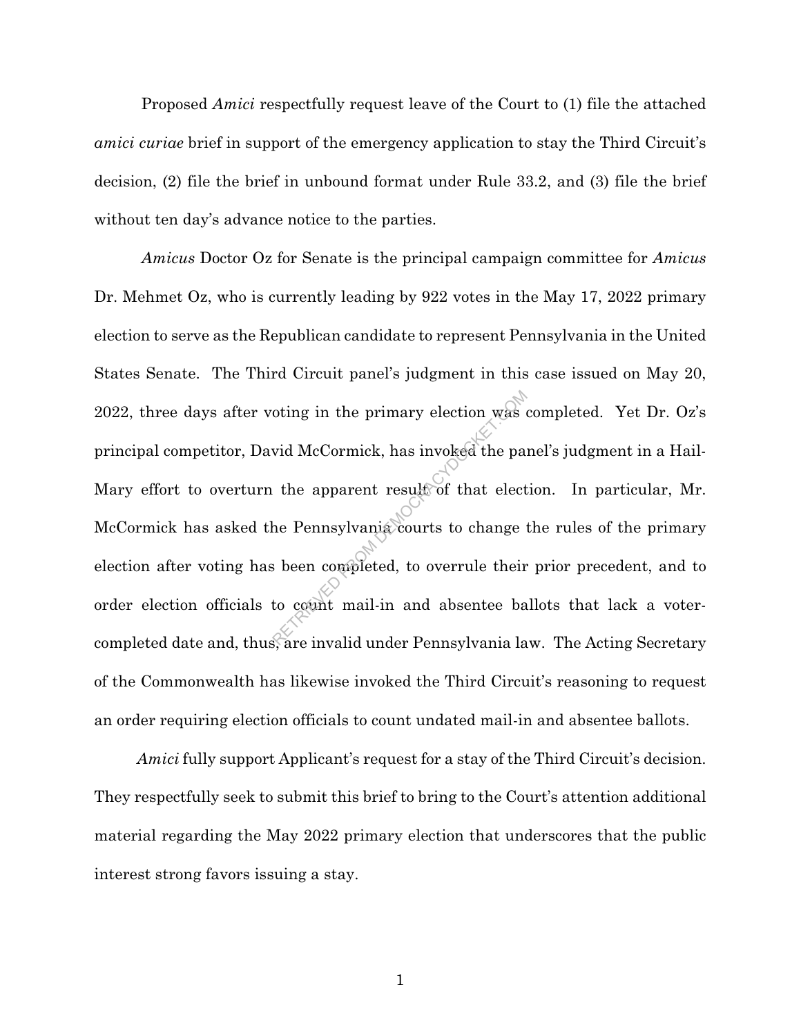Proposed *Amici* respectfully request leave of the Court to (1) file the attached *amici curiae* brief in support of the emergency application to stay the Third Circuit's decision, (2) file the brief in unbound format under Rule 33.2, and (3) file the brief without ten day's advance notice to the parties.

*Amicus* Doctor Oz for Senate is the principal campaign committee for *Amicus* Dr. Mehmet Oz, who is currently leading by 922 votes in the May 17, 2022 primary election to serve as the Republican candidate to represent Pennsylvania in the United States Senate. The Third Circuit panel's judgment in this case issued on May 20, 2022, three days after voting in the primary election was completed. Yet Dr. Oz's principal competitor, David McCormick, has invoked the panel's judgment in a Hail-Mary effort to overturn the apparent result of that election. In particular, Mr. McCormick has asked the Pennsylvania courts to change the rules of the primary election after voting has been completed, to overrule their prior precedent, and to order election officials to count mail-in and absentee ballots that lack a voter-completed date and, thus, are invalid under Pennsylvania law. The Acting Secretary of the Commonwealth has likewise invoked the Third Circuit's reasoning to request an order requiring election officials to count undated mail-in and absentee ballots.

*Amici* fully support Applicant's request for a stay of the Third Circuit's decision. They respectfully seek to submit this brief to bring to the Court's attention additional material regarding the May 2022 primary election that underscores that the public interest strong favors issuing a stay.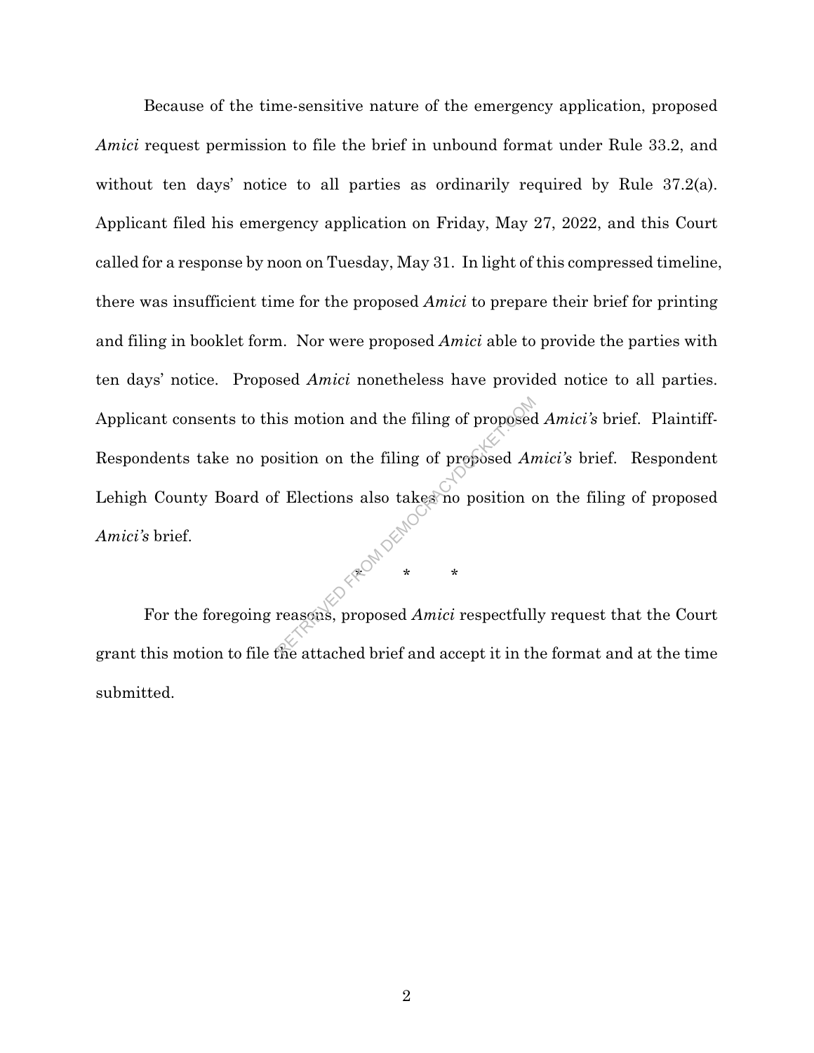Because of the time-sensitive nature of the emergency application, proposed *Amici* request permission to file the brief in unbound format under Rule 33.2, and without ten days' notice to all parties as ordinarily required by Rule 37.2(a). Applicant filed his emergency application on Friday, May 27, 2022, and this Court called for a response by noon on Tuesday, May 31. In light of this compressed timeline, there was insufficient time for the proposed *Amici* to prepare their brief for printing and filing in booklet form. Nor were proposed *Amici* able to provide the parties with ten days' notice. Proposed *Amici* nonetheless have provided notice to all parties. Applicant consents to this motion and the filing of proposed *Amici's* brief. Plaintiff-Respondents take no position on the filing of proposed *Amici's* brief. Respondent Lehigh County Board of Elections also takes no position on the filing of proposed *Amici's* brief.

\* \* \*

For the foregoing reasons, proposed *Amici* respectfully request that the Court grant this motion to file the attached brief and accept it in the format and at the time submitted.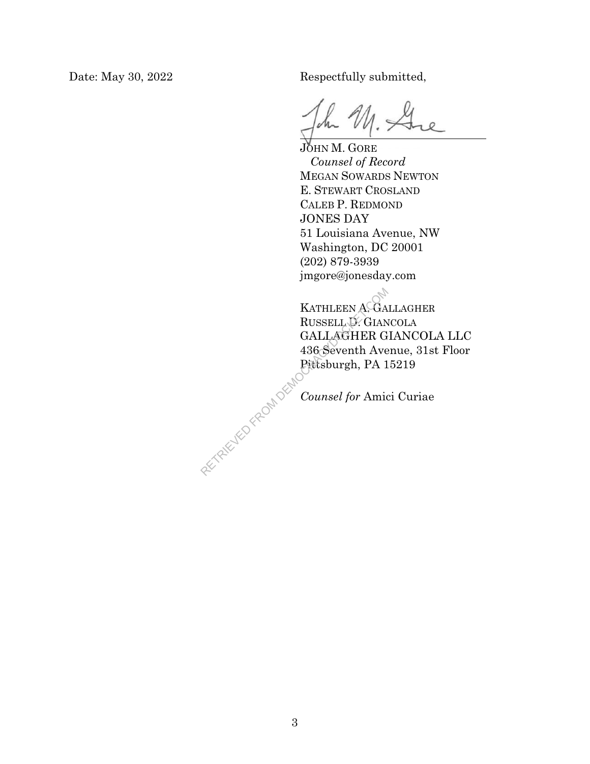Date: May 30, 2022

Respectfully submitted,

/s/ John M. Gore

JOHN M. GORE
*Counsel of Record*
MEGAN SOWARDS NEWTON
E. STEWART CROSLAND
CALEB P. REDMOND
JONES DAY
51 Louisiana Avenue, NW
Washington, DC 20001
(202) 879-3939
jmgore@jonesday.com

KATHLEEN A. GALLAGHER
RUSSELL D. GIANCOLA
GALLAGHER GIANCOLA LLC
436 Seventh Avenue, 31st Floor
Pittsburgh, PA 15219

*Counsel for* Amici Curiae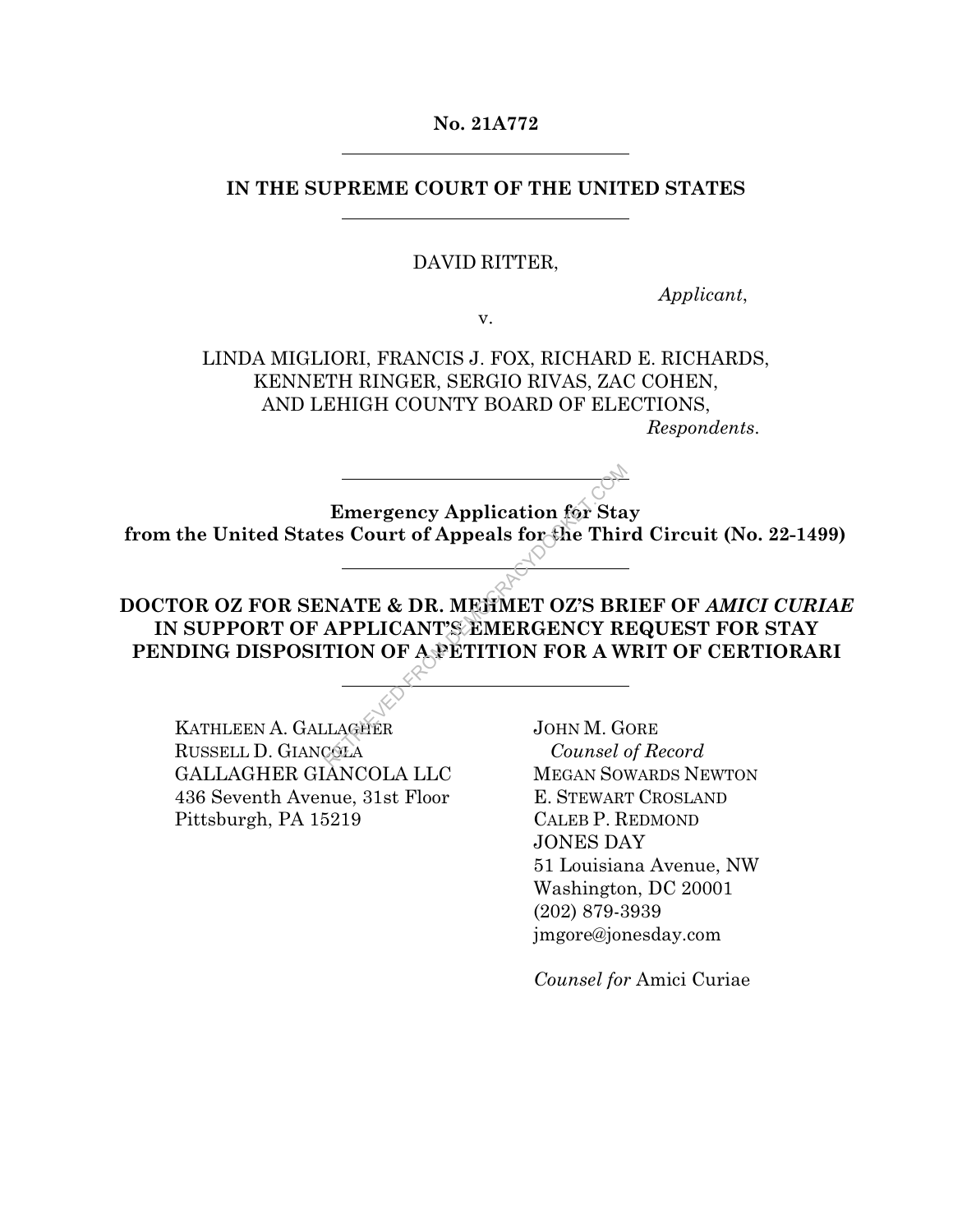**No. 21A772**

---

**IN THE SUPREME COURT OF THE UNITED STATES**

---

DAVID RITTER,

*Applicant*,

v.

LINDA MIGLIORI, FRANCIS J. FOX, RICHARD E. RICHARDS, KENNETH RINGER, SERGIO RIVAS, ZAC COHEN, AND LEHIGH COUNTY BOARD OF ELECTIONS,

*Respondents*.

---

**Emergency Application for Stay from the United States Court of Appeals for the Third Circuit (No. 22-1499)**

---

**DOCTOR OZ FOR SENATE & DR. MEHMET OZ'S BRIEF OF *AMICI CURIAE* IN SUPPORT OF APPLICANT'S EMERGENCY REQUEST FOR STAY PENDING DISPOSITION OF A PETITION FOR A WRIT OF CERTIORARI**

---

KATHLEEN A. GALLAGHER
RUSSELL D. GIANCOLA
GALLAGHER GIANCOLA LLC
436 Seventh Avenue, 31st Floor
Pittsburgh, PA 15219

JOHN M. GORE
*Counsel of Record*
MEGAN SOWARDS NEWTON
E. STEWART CROSLAND
CALEB P. REDMOND
JONES DAY
51 Louisiana Avenue, NW
Washington, DC 20001
(202) 879-3939
jmgore@jonesday.com

*Counsel for* Amici Curiae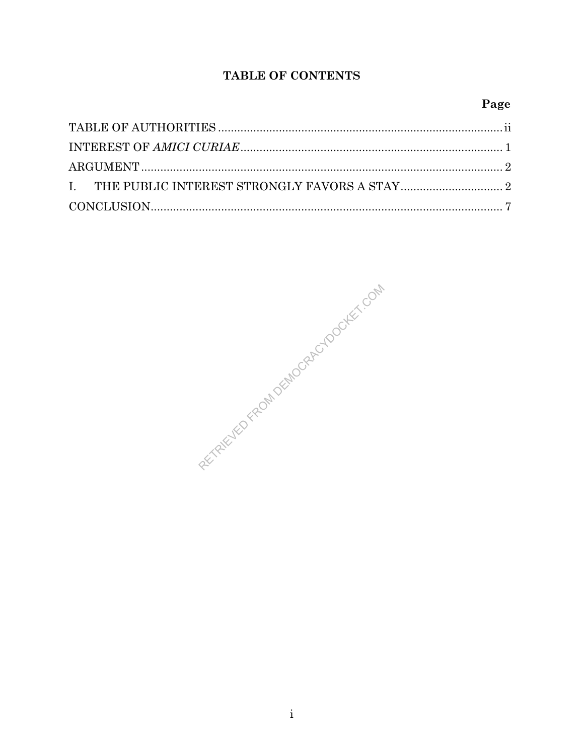## TABLE OF CONTENTS

| | Page |
|---|---|
| TABLE OF AUTHORITIES | ii |
| INTEREST OF *AMICI CURIAE* | 1 |
| ARGUMENT | 2 |
| I. THE PUBLIC INTEREST STRONGLY FAVORS A STAY | 2 |
| CONCLUSION | 7 |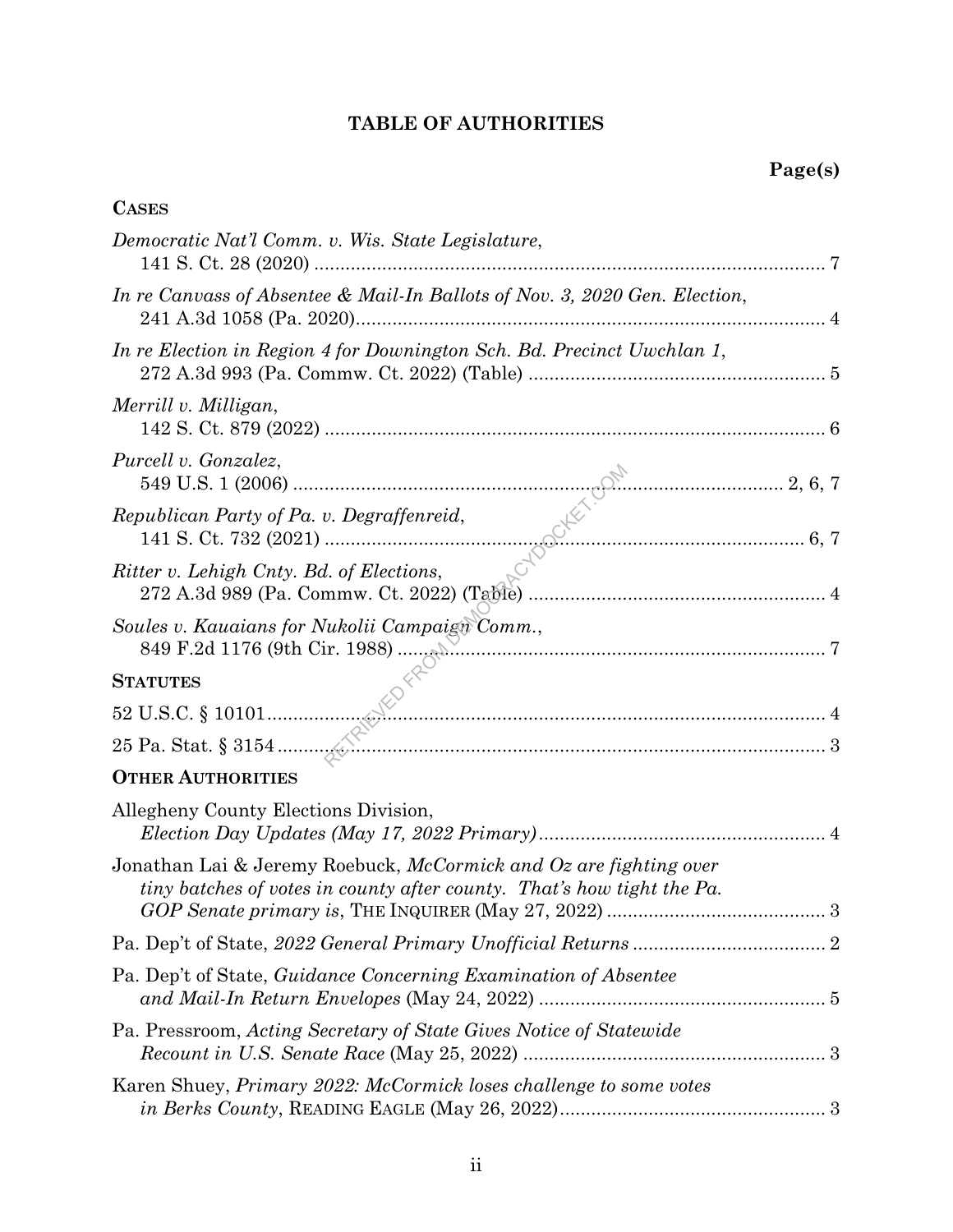# TABLE OF AUTHORITIES

**Page(s)**

**CASES**

*Democratic Nat'l Comm. v. Wis. State Legislature*, 141 S. Ct. 28 (2020) ..... 7

*In re Canvass of Absentee & Mail-In Ballots of Nov. 3, 2020 Gen. Election*, 241 A.3d 1058 (Pa. 2020) ..... 4

*In re Election in Region 4 for Downington Sch. Bd. Precinct Uwchlan 1*, 272 A.3d 993 (Pa. Commw. Ct. 2022) (Table) ..... 5

*Merrill v. Milligan*, 142 S. Ct. 879 (2022) ..... 6

*Purcell v. Gonzalez*, 549 U.S. 1 (2006) ..... 2, 6, 7

*Republican Party of Pa. v. Degraffenreid*, 141 S. Ct. 732 (2021) ..... 6, 7

*Ritter v. Lehigh Cnty. Bd. of Elections*, 272 A.3d 989 (Pa. Commw. Ct. 2022) (Table) ..... 4

*Soules v. Kauaians for Nukolii Campaign Comm.*, 849 F.2d 1176 (9th Cir. 1988) ..... 7

**STATUTES**

52 U.S.C. § 10101 ..... 4

25 Pa. Stat. § 3154 ..... 3

**OTHER AUTHORITIES**

Allegheny County Elections Division, *Election Day Updates (May 17, 2022 Primary)* ..... 4

Jonathan Lai & Jeremy Roebuck, *McCormick and Oz are fighting over tiny batches of votes in county after county. That's how tight the Pa. GOP Senate primary is*, THE INQUIRER (May 27, 2022) ..... 3

Pa. Dep't of State, *2022 General Primary Unofficial Returns* ..... 2

Pa. Dep't of State, *Guidance Concerning Examination of Absentee and Mail-In Return Envelopes* (May 24, 2022) ..... 5

Pa. Pressroom, *Acting Secretary of State Gives Notice of Statewide Recount in U.S. Senate Race* (May 25, 2022) ..... 3

Karen Shuey, *Primary 2022: McCormick loses challenge to some votes in Berks County*, READING EAGLE (May 26, 2022) ..... 3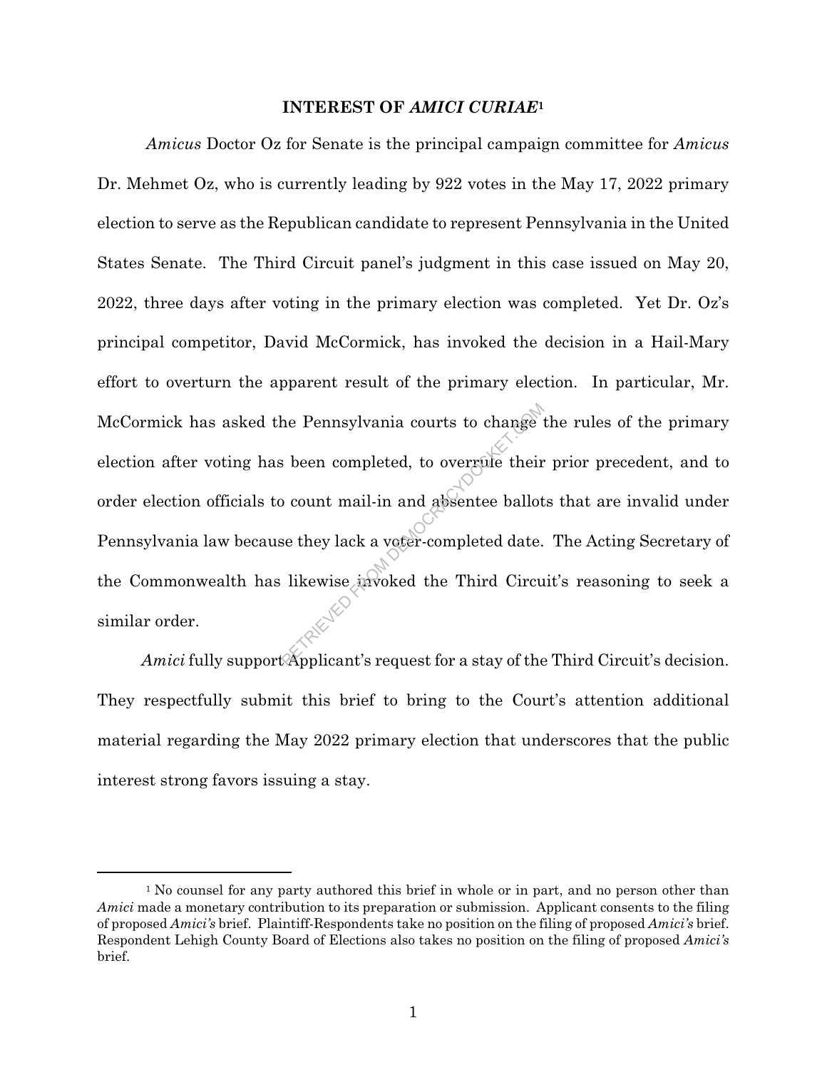**INTEREST OF *AMICI CURIAE*[1]**

*Amicus* Doctor Oz for Senate is the principal campaign committee for *Amicus* Dr. Mehmet Oz, who is currently leading by 922 votes in the May 17, 2022 primary election to serve as the Republican candidate to represent Pennsylvania in the United States Senate. The Third Circuit panel's judgment in this case issued on May 20, 2022, three days after voting in the primary election was completed. Yet Dr. Oz's principal competitor, David McCormick, has invoked the decision in a Hail-Mary effort to overturn the apparent result of the primary election. In particular, Mr. McCormick has asked the Pennsylvania courts to change the rules of the primary election after voting has been completed, to overrule their prior precedent, and to order election officials to count mail-in and absentee ballots that are invalid under Pennsylvania law because they lack a voter-completed date. The Acting Secretary of the Commonwealth has likewise invoked the Third Circuit's reasoning to seek a similar order.

*Amici* fully support Applicant's request for a stay of the Third Circuit's decision. They respectfully submit this brief to bring to the Court's attention additional material regarding the May 2022 primary election that underscores that the public interest strong favors issuing a stay.

---

[1] No counsel for any party authored this brief in whole or in part, and no person other than *Amici* made a monetary contribution to its preparation or submission. Applicant consents to the filing of proposed *Amici's* brief. Plaintiff-Respondents take no position on the filing of proposed *Amici's* brief. Respondent Lehigh County Board of Elections also takes no position on the filing of proposed *Amici's* brief.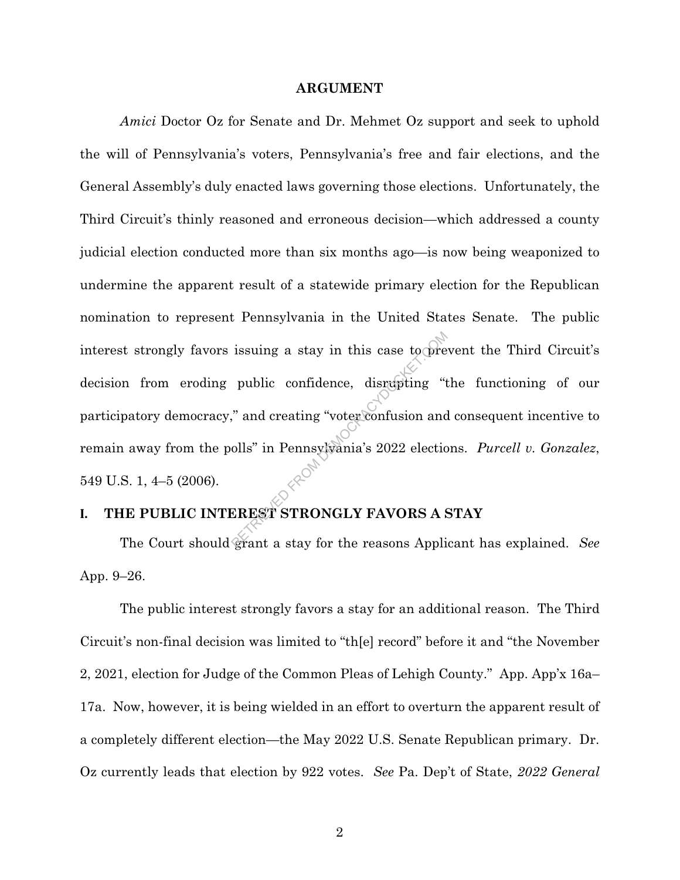## ARGUMENT

*Amici* Doctor Oz for Senate and Dr. Mehmet Oz support and seek to uphold the will of Pennsylvania's voters, Pennsylvania's free and fair elections, and the General Assembly's duly enacted laws governing those elections. Unfortunately, the Third Circuit's thinly reasoned and erroneous decision—which addressed a county judicial election conducted more than six months ago—is now being weaponized to undermine the apparent result of a statewide primary election for the Republican nomination to represent Pennsylvania in the United States Senate. The public interest strongly favors issuing a stay in this case to prevent the Third Circuit's decision from eroding public confidence, disrupting "the functioning of our participatory democracy," and creating "voter confusion and consequent incentive to remain away from the polls" in Pennsylvania's 2022 elections. *Purcell v. Gonzalez*, 549 U.S. 1, 4–5 (2006).

### I. THE PUBLIC INTEREST STRONGLY FAVORS A STAY

The Court should grant a stay for the reasons Applicant has explained. *See* App. 9–26.

The public interest strongly favors a stay for an additional reason. The Third Circuit's non-final decision was limited to "th[e] record" before it and "the November 2, 2021, election for Judge of the Common Pleas of Lehigh County." App. App'x 16a–17a. Now, however, it is being wielded in an effort to overturn the apparent result of a completely different election—the May 2022 U.S. Senate Republican primary. Dr. Oz currently leads that election by 922 votes. *See* Pa. Dep't of State, *2022 General*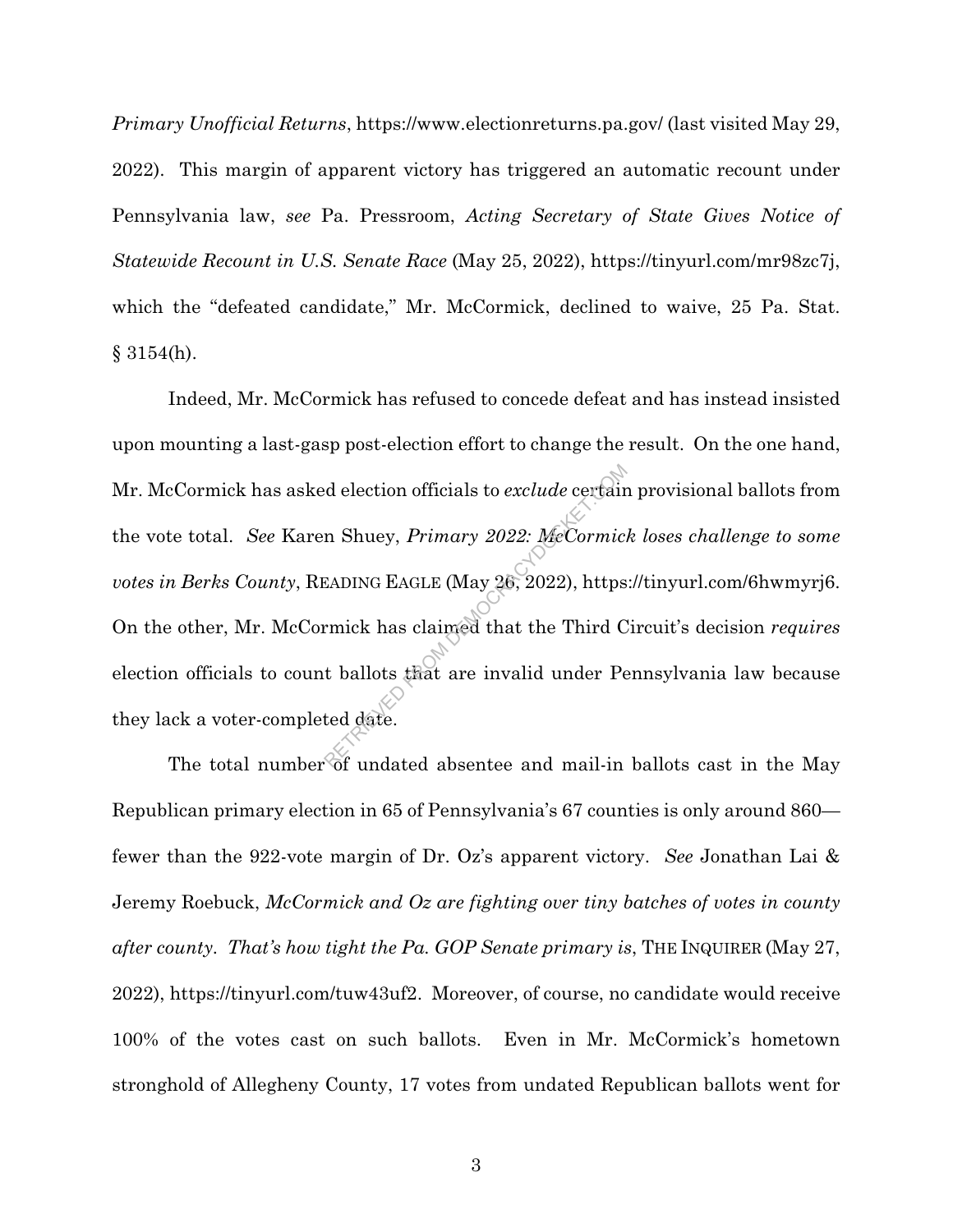*Primary Unofficial Returns*, https://www.electionreturns.pa.gov/ (last visited May 29, 2022). This margin of apparent victory has triggered an automatic recount under Pennsylvania law, *see* Pa. Pressroom, *Acting Secretary of State Gives Notice of Statewide Recount in U.S. Senate Race* (May 25, 2022), https://tinyurl.com/mr98zc7j, which the "defeated candidate," Mr. McCormick, declined to waive, 25 Pa. Stat. § 3154(h).

Indeed, Mr. McCormick has refused to concede defeat and has instead insisted upon mounting a last-gasp post-election effort to change the result. On the one hand, Mr. McCormick has asked election officials to *exclude* certain provisional ballots from the vote total. *See* Karen Shuey, *Primary 2022: McCormick loses challenge to some votes in Berks County*, READING EAGLE (May 26, 2022), https://tinyurl.com/6hwmyrj6. On the other, Mr. McCormick has claimed that the Third Circuit's decision *requires* election officials to count ballots that are invalid under Pennsylvania law because they lack a voter-completed date.

The total number of undated absentee and mail-in ballots cast in the May Republican primary election in 65 of Pennsylvania's 67 counties is only around 860—fewer than the 922-vote margin of Dr. Oz's apparent victory. *See* Jonathan Lai & Jeremy Roebuck, *McCormick and Oz are fighting over tiny batches of votes in county after county. That's how tight the Pa. GOP Senate primary is*, THE INQUIRER (May 27, 2022), https://tinyurl.com/tuw43uf2. Moreover, of course, no candidate would receive 100% of the votes cast on such ballots. Even in Mr. McCormick's hometown stronghold of Allegheny County, 17 votes from undated Republican ballots went for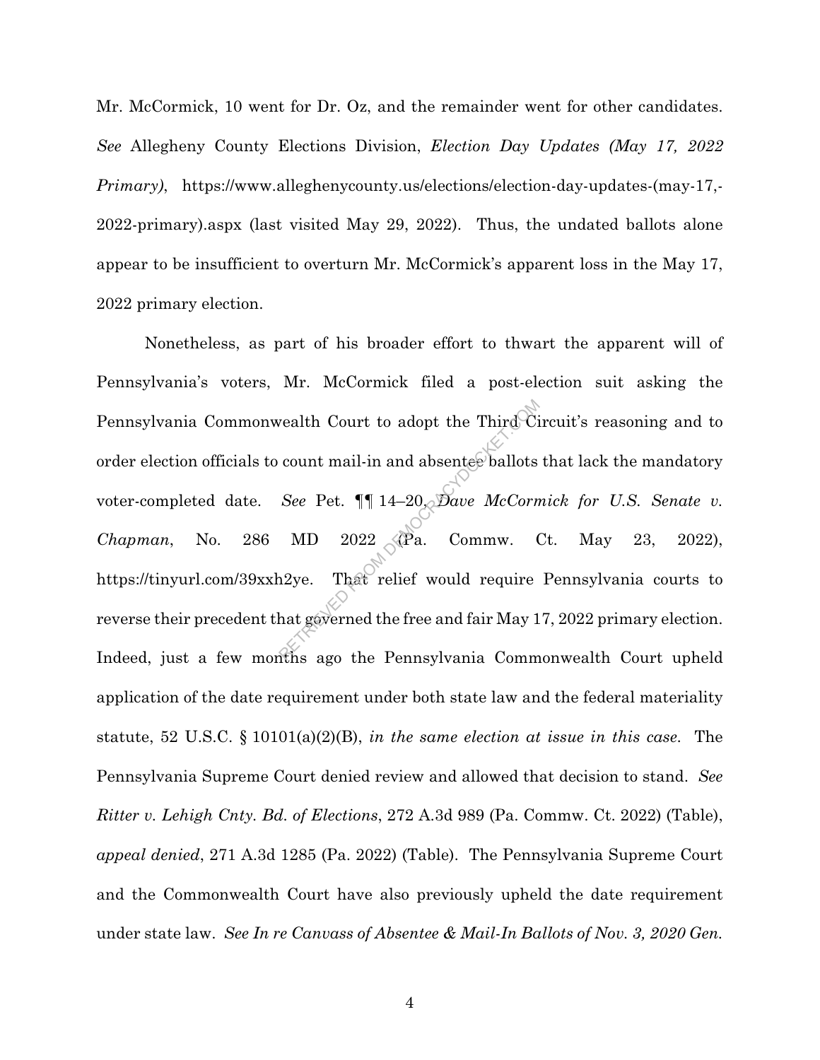Mr. McCormick, 10 went for Dr. Oz, and the remainder went for other candidates. *See* Allegheny County Elections Division, *Election Day Updates (May 17, 2022 Primary)*, https://www.alleghenycounty.us/elections/election-day-updates-(may-17,-2022-primary).aspx (last visited May 29, 2022). Thus, the undated ballots alone appear to be insufficient to overturn Mr. McCormick's apparent loss in the May 17, 2022 primary election.

Nonetheless, as part of his broader effort to thwart the apparent will of Pennsylvania's voters, Mr. McCormick filed a post-election suit asking the Pennsylvania Commonwealth Court to adopt the Third Circuit's reasoning and to order election officials to count mail-in and absentee ballots that lack the mandatory voter-completed date. *See* Pet. ¶¶ 14–20, *Dave McCormick for U.S. Senate v. Chapman*, No. 286 MD 2022 (Pa. Commw. Ct. May 23, 2022), https://tinyurl.com/39xxh2ye. That relief would require Pennsylvania courts to reverse their precedent that governed the free and fair May 17, 2022 primary election. Indeed, just a few months ago the Pennsylvania Commonwealth Court upheld application of the date requirement under both state law and the federal materiality statute, 52 U.S.C. § 10101(a)(2)(B), *in the same election at issue in this case.* The Pennsylvania Supreme Court denied review and allowed that decision to stand. *See Ritter v. Lehigh Cnty. Bd. of Elections*, 272 A.3d 989 (Pa. Commw. Ct. 2022) (Table), *appeal denied*, 271 A.3d 1285 (Pa. 2022) (Table). The Pennsylvania Supreme Court and the Commonwealth Court have also previously upheld the date requirement under state law. *See In re Canvass of Absentee & Mail-In Ballots of Nov. 3, 2020 Gen.*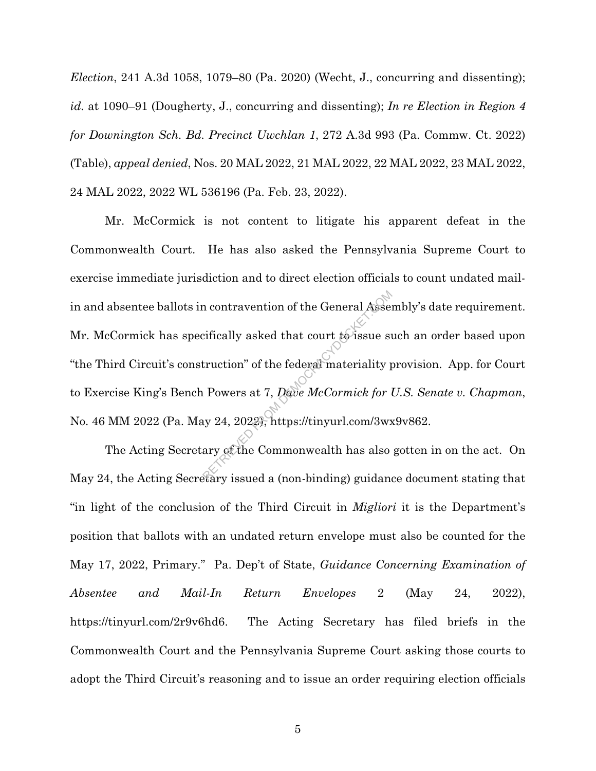*Election*, 241 A.3d 1058, 1079–80 (Pa. 2020) (Wecht, J., concurring and dissenting); *id.* at 1090–91 (Dougherty, J., concurring and dissenting); *In re Election in Region 4 for Downington Sch. Bd. Precinct Uwchlan 1*, 272 A.3d 993 (Pa. Commw. Ct. 2022) (Table), *appeal denied*, Nos. 20 MAL 2022, 21 MAL 2022, 22 MAL 2022, 23 MAL 2022, 24 MAL 2022, 2022 WL 536196 (Pa. Feb. 23, 2022).

Mr. McCormick is not content to litigate his apparent defeat in the Commonwealth Court. He has also asked the Pennsylvania Supreme Court to exercise immediate jurisdiction and to direct election officials to count undated mail-in and absentee ballots in contravention of the General Assembly's date requirement. Mr. McCormick has specifically asked that court to issue such an order based upon "the Third Circuit's construction" of the federal materiality provision. App. for Court to Exercise King's Bench Powers at 7, *Dave McCormick for U.S. Senate v. Chapman*, No. 46 MM 2022 (Pa. May 24, 2022), https://tinyurl.com/3wx9v862.

The Acting Secretary of the Commonwealth has also gotten in on the act. On May 24, the Acting Secretary issued a (non-binding) guidance document stating that "in light of the conclusion of the Third Circuit in *Migliori* it is the Department's position that ballots with an undated return envelope must also be counted for the May 17, 2022, Primary." Pa. Dep't of State, *Guidance Concerning Examination of Absentee and Mail-In Return Envelopes* 2 (May 24, 2022), https://tinyurl.com/2r9v6hd6. The Acting Secretary has filed briefs in the Commonwealth Court and the Pennsylvania Supreme Court asking those courts to adopt the Third Circuit's reasoning and to issue an order requiring election officials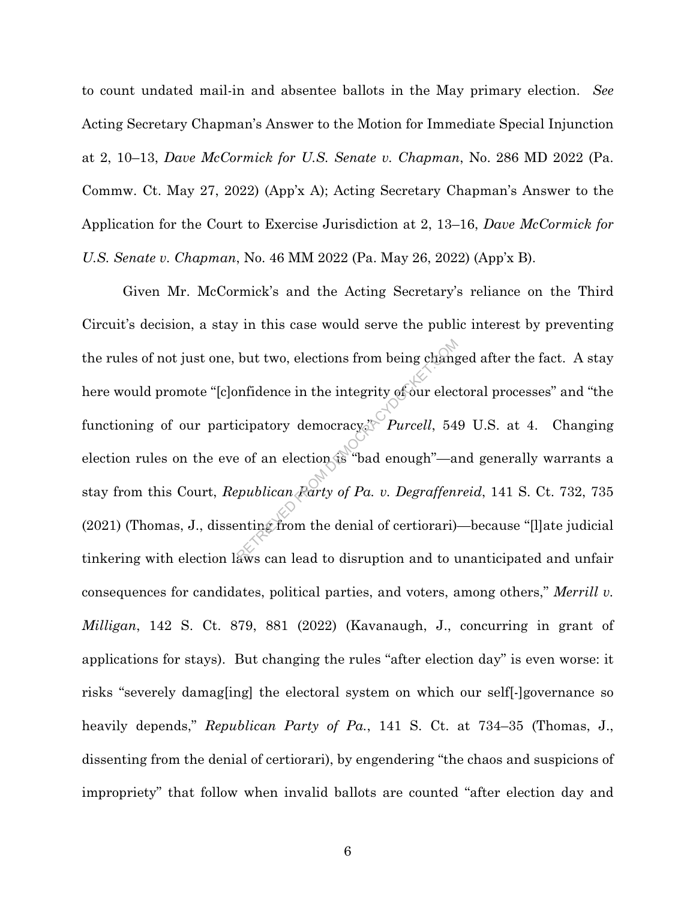to count undated mail-in and absentee ballots in the May primary election. *See* Acting Secretary Chapman's Answer to the Motion for Immediate Special Injunction at 2, 10–13, *Dave McCormick for U.S. Senate v. Chapman*, No. 286 MD 2022 (Pa. Commw. Ct. May 27, 2022) (App'x A); Acting Secretary Chapman's Answer to the Application for the Court to Exercise Jurisdiction at 2, 13–16, *Dave McCormick for U.S. Senate v. Chapman*, No. 46 MM 2022 (Pa. May 26, 2022) (App'x B).

Given Mr. McCormick's and the Acting Secretary's reliance on the Third Circuit's decision, a stay in this case would serve the public interest by preventing the rules of not just one, but two, elections from being changed after the fact. A stay here would promote "[c]onfidence in the integrity of our electoral processes" and "the functioning of our participatory democracy." *Purcell*, 549 U.S. at 4. Changing election rules on the eve of an election is "bad enough"—and generally warrants a stay from this Court, *Republican Party of Pa. v. Degraffenreid*, 141 S. Ct. 732, 735 (2021) (Thomas, J., dissenting from the denial of certiorari)—because "[l]ate judicial tinkering with election laws can lead to disruption and to unanticipated and unfair consequences for candidates, political parties, and voters, among others," *Merrill v. Milligan*, 142 S. Ct. 879, 881 (2022) (Kavanaugh, J., concurring in grant of applications for stays). But changing the rules "after election day" is even worse: it risks "severely damag[ing] the electoral system on which our self[-]governance so heavily depends," *Republican Party of Pa.*, 141 S. Ct. at 734–35 (Thomas, J., dissenting from the denial of certiorari), by engendering "the chaos and suspicions of impropriety" that follow when invalid ballots are counted "after election day and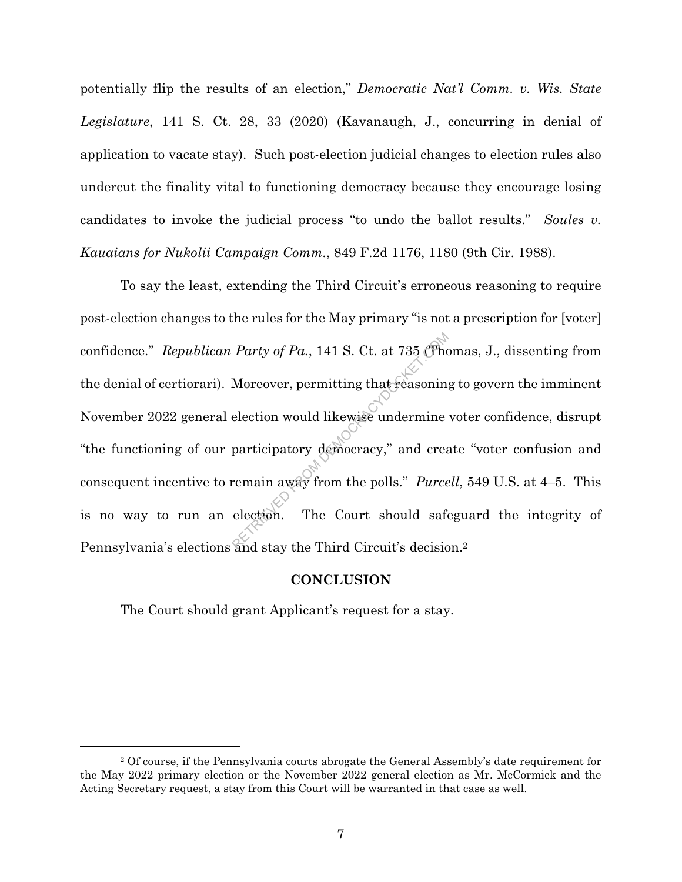potentially flip the results of an election," *Democratic Nat'l Comm. v. Wis. State Legislature*, 141 S. Ct. 28, 33 (2020) (Kavanaugh, J., concurring in denial of application to vacate stay). Such post-election judicial changes to election rules also undercut the finality vital to functioning democracy because they encourage losing candidates to invoke the judicial process "to undo the ballot results." *Soules v. Kauaians for Nukolii Campaign Comm.*, 849 F.2d 1176, 1180 (9th Cir. 1988).

To say the least, extending the Third Circuit's erroneous reasoning to require post-election changes to the rules for the May primary "is not a prescription for [voter] confidence." *Republican Party of Pa.*, 141 S. Ct. at 735 (Thomas, J., dissenting from the denial of certiorari). Moreover, permitting that reasoning to govern the imminent November 2022 general election would likewise undermine voter confidence, disrupt "the functioning of our participatory democracy," and create "voter confusion and consequent incentive to remain away from the polls." *Purcell*, 549 U.S. at 4–5. This is no way to run an election. The Court should safeguard the integrity of Pennsylvania's elections and stay the Third Circuit's decision.[2]

## CONCLUSION

The Court should grant Applicant's request for a stay.

[2] Of course, if the Pennsylvania courts abrogate the General Assembly's date requirement for the May 2022 primary election or the November 2022 general election as Mr. McCormick and the Acting Secretary request, a stay from this Court will be warranted in that case as well.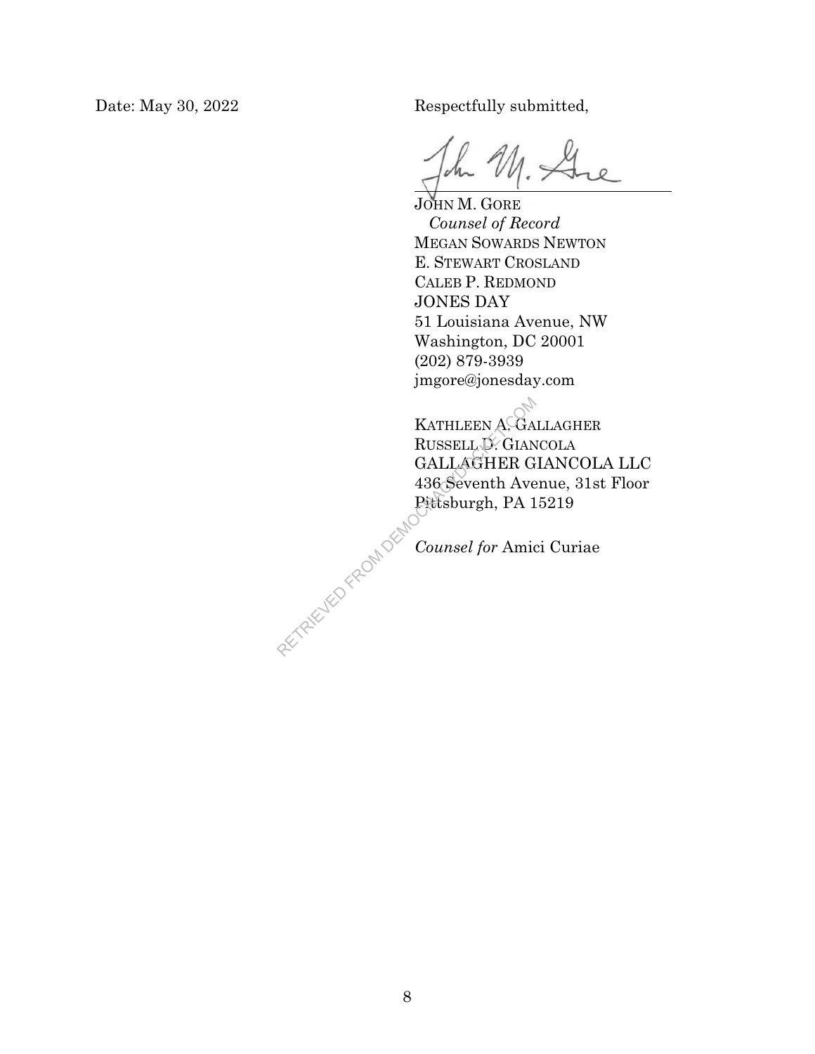Date: May 30, 2022

Respectfully submitted,

JOHN M. GORE
*Counsel of Record*
MEGAN SOWARDS NEWTON
E. STEWART CROSLAND
CALEB P. REDMOND
JONES DAY
51 Louisiana Avenue, NW
Washington, DC 20001
(202) 879-3939
jmgore@jonesday.com

KATHLEEN A. GALLAGHER
RUSSELL D. GIANCOLA
GALLAGHER GIANCOLA LLC
436 Seventh Avenue, 31st Floor
Pittsburgh, PA 15219

*Counsel for* Amici Curiae